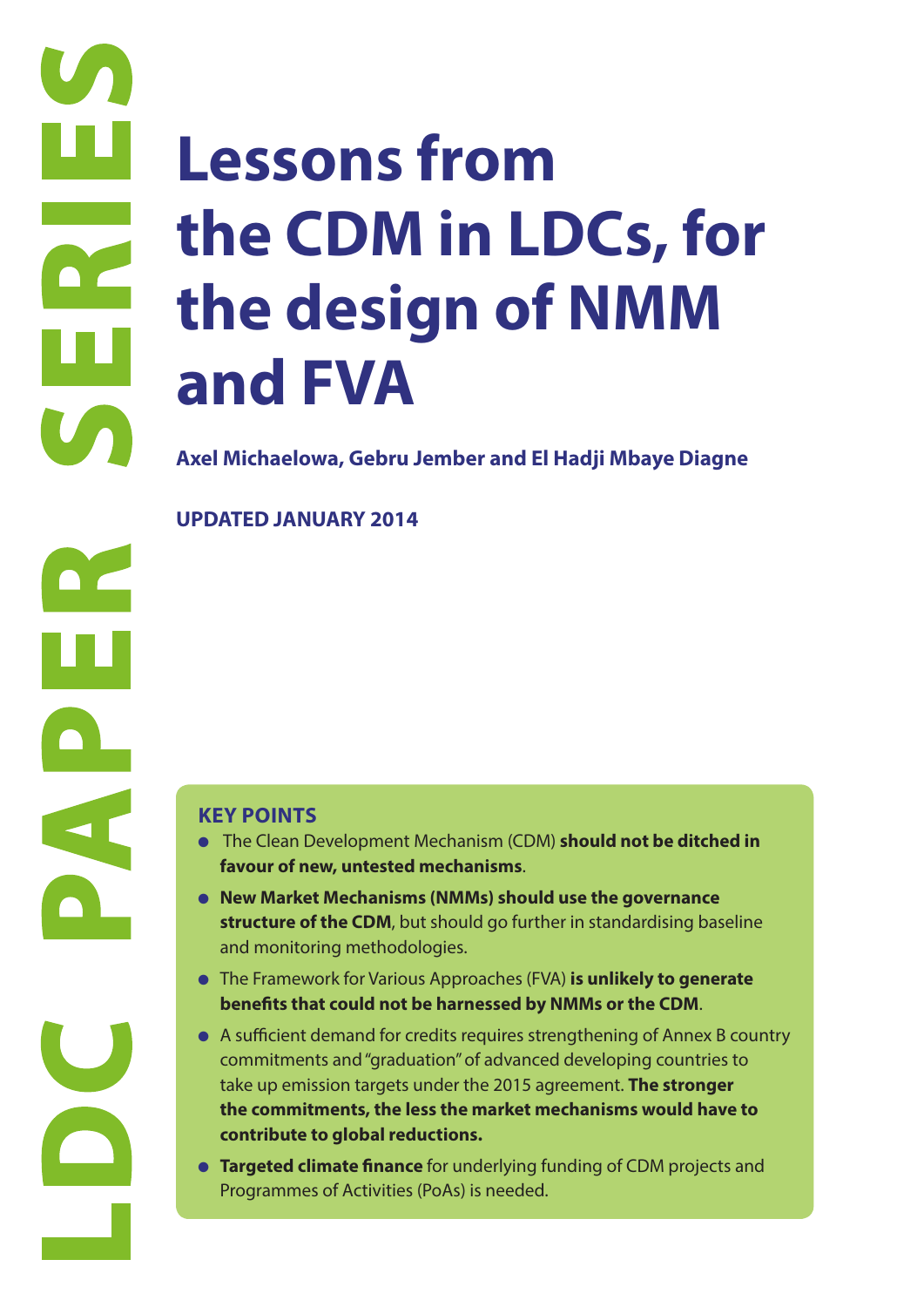LDC PAPER SERIES

# Lessons from the CDM in LDCs, for the design of NMM and FVA

**Axel Michaelowa, Gebru Jember and El Hadji Mbaye Diagne**

**UPDATED JANUARY 2014**

## KEY POINTS

- The Clean Development Mechanism (CDM) **should not be ditched in favour of new, untested mechanisms**.
- **New Market Mechanisms (NMMs) should use the governance structure of the CDM**, but should go further in standardising baseline and monitoring methodologies.
- The Framework for Various Approaches (FVA) **is unlikely to generate benefits that could not be harnessed by NMMs or the CDM**.
- A sufficient demand for credits requires strengthening of Annex B country commitments and "graduation" of advanced developing countries to take up emission targets under the 2015 agreement. **The stronger the commitments, the less the market mechanisms would have to contribute to global reductions.**
- **Targeted climate finance** for underlying funding of CDM projects and Programmes of Activities (PoAs) is needed.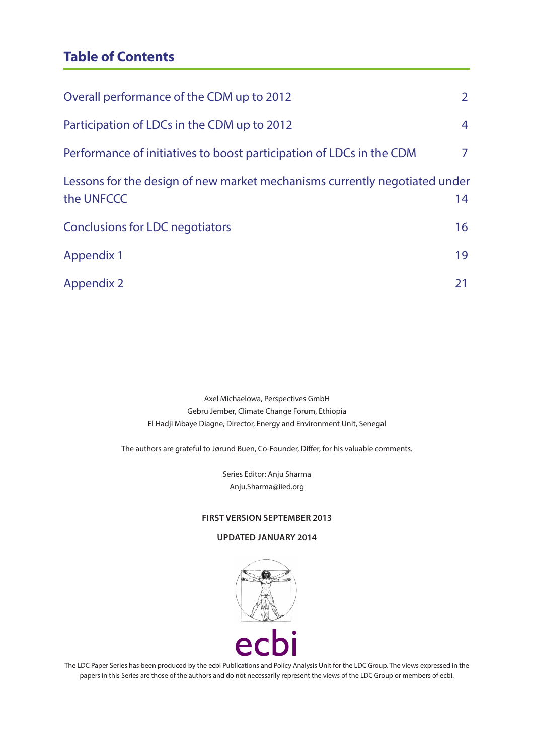## Table of Contents

| | |
|---|---|
| Overall performance of the CDM up to 2012 | 2 |
| Participation of LDCs in the CDM up to 2012 | 4 |
| Performance of initiatives to boost participation of LDCs in the CDM | 7 |
| Lessons for the design of new market mechanisms currently negotiated under the UNFCCC | 14 |
| Conclusions for LDC negotiators | 16 |
| Appendix 1 | 19 |
| Appendix 2 | 21 |

Axel Michaelowa, Perspectives GmbH
Gebru Jember, Climate Change Forum, Ethiopia
El Hadji Mbaye Diagne, Director, Energy and Environment Unit, Senegal

The authors are grateful to Jørund Buen, Co-Founder, Differ, for his valuable comments.

Series Editor: Anju Sharma
Anju.Sharma@iied.org

**FIRST VERSION SEPTEMBER 2013**

**UPDATED JANUARY 2014**

ecbi

The LDC Paper Series has been produced by the ecbi Publications and Policy Analysis Unit for the LDC Group. The views expressed in the papers in this Series are those of the authors and do not necessarily represent the views of the LDC Group or members of ecbi.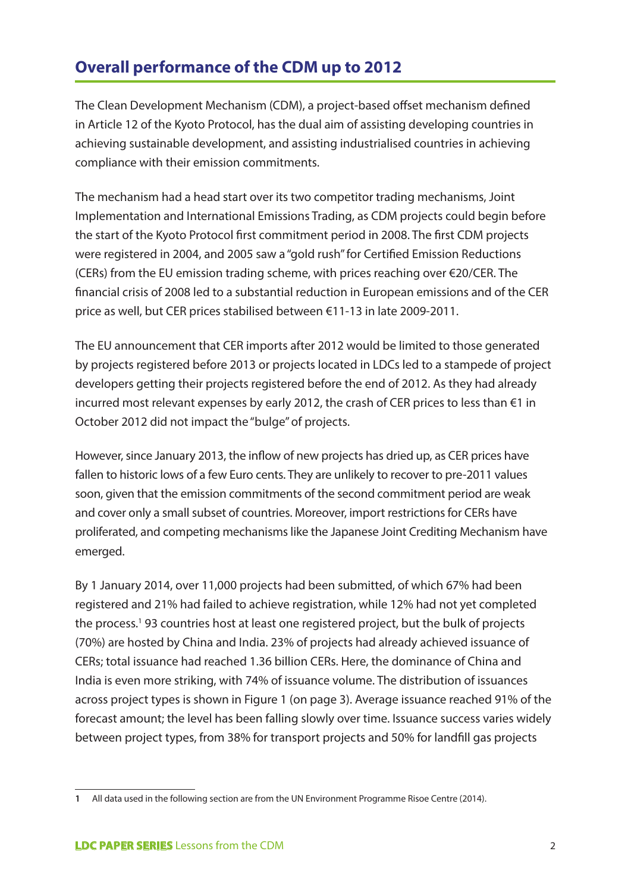## Overall performance of the CDM up to 2012

The Clean Development Mechanism (CDM), a project-based offset mechanism defined in Article 12 of the Kyoto Protocol, has the dual aim of assisting developing countries in achieving sustainable development, and assisting industrialised countries in achieving compliance with their emission commitments.

The mechanism had a head start over its two competitor trading mechanisms, Joint Implementation and International Emissions Trading, as CDM projects could begin before the start of the Kyoto Protocol first commitment period in 2008. The first CDM projects were registered in 2004, and 2005 saw a "gold rush" for Certified Emission Reductions (CERs) from the EU emission trading scheme, with prices reaching over €20/CER. The financial crisis of 2008 led to a substantial reduction in European emissions and of the CER price as well, but CER prices stabilised between €11-13 in late 2009-2011.

The EU announcement that CER imports after 2012 would be limited to those generated by projects registered before 2013 or projects located in LDCs led to a stampede of project developers getting their projects registered before the end of 2012. As they had already incurred most relevant expenses by early 2012, the crash of CER prices to less than €1 in October 2012 did not impact the "bulge" of projects.

However, since January 2013, the inflow of new projects has dried up, as CER prices have fallen to historic lows of a few Euro cents. They are unlikely to recover to pre-2011 values soon, given that the emission commitments of the second commitment period are weak and cover only a small subset of countries. Moreover, import restrictions for CERs have proliferated, and competing mechanisms like the Japanese Joint Crediting Mechanism have emerged.

By 1 January 2014, over 11,000 projects had been submitted, of which 67% had been registered and 21% had failed to achieve registration, while 12% had not yet completed the process.[1] 93 countries host at least one registered project, but the bulk of projects (70%) are hosted by China and India. 23% of projects had already achieved issuance of CERs; total issuance had reached 1.36 billion CERs. Here, the dominance of China and India is even more striking, with 74% of issuance volume. The distribution of issuances across project types is shown in Figure 1 (on page 3). Average issuance reached 91% of the forecast amount; the level has been falling slowly over time. Issuance success varies widely between project types, from 38% for transport projects and 50% for landfill gas projects

[1] All data used in the following section are from the UN Environment Programme Risoe Centre (2014).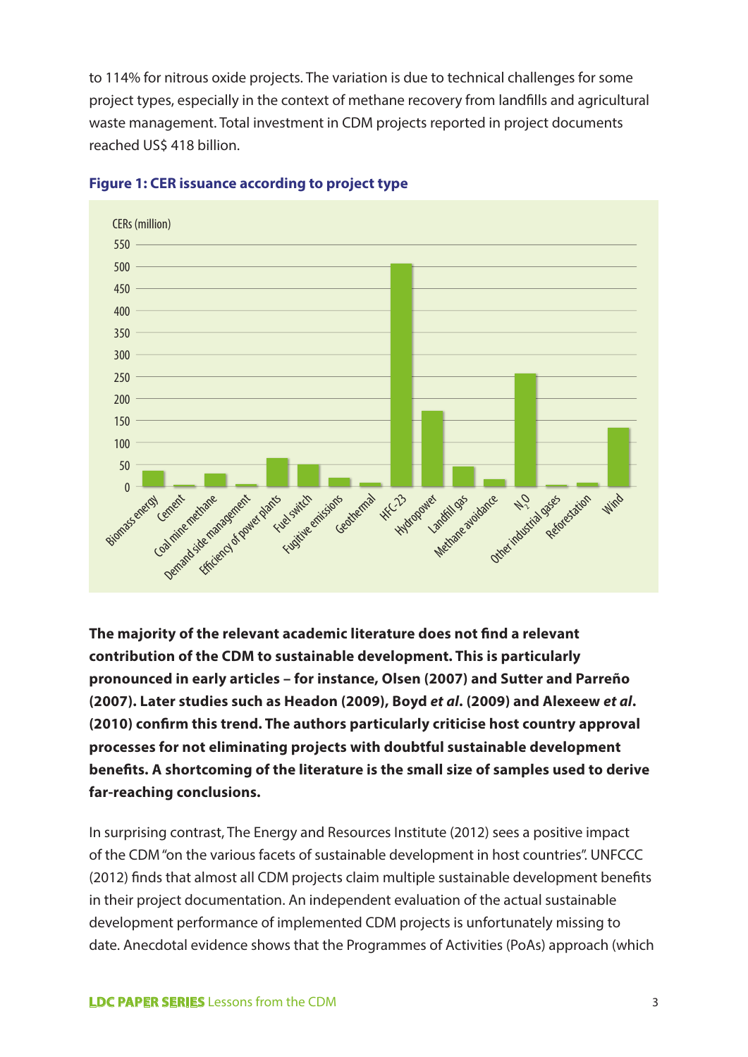to 114% for nitrous oxide projects. The variation is due to technical challenges for some project types, especially in the context of methane recovery from landfills and agricultural waste management. Total investment in CDM projects reported in project documents reached US$ 418 billion.

**Figure 1: CER issuance according to project type**

**The majority of the relevant academic literature does not find a relevant contribution of the CDM to sustainable development. This is particularly pronounced in early articles – for instance, Olsen (2007) and Sutter and Parreño (2007). Later studies such as Headon (2009), Boyd *et al*. (2009) and Alexeew *et al*. (2010) confirm this trend. The authors particularly criticise host country approval processes for not eliminating projects with doubtful sustainable development benefits. A shortcoming of the literature is the small size of samples used to derive far-reaching conclusions.**

In surprising contrast, The Energy and Resources Institute (2012) sees a positive impact of the CDM "on the various facets of sustainable development in host countries". UNFCCC (2012) finds that almost all CDM projects claim multiple sustainable development benefits in their project documentation. An independent evaluation of the actual sustainable development performance of implemented CDM projects is unfortunately missing to date. Anecdotal evidence shows that the Programmes of Activities (PoAs) approach (which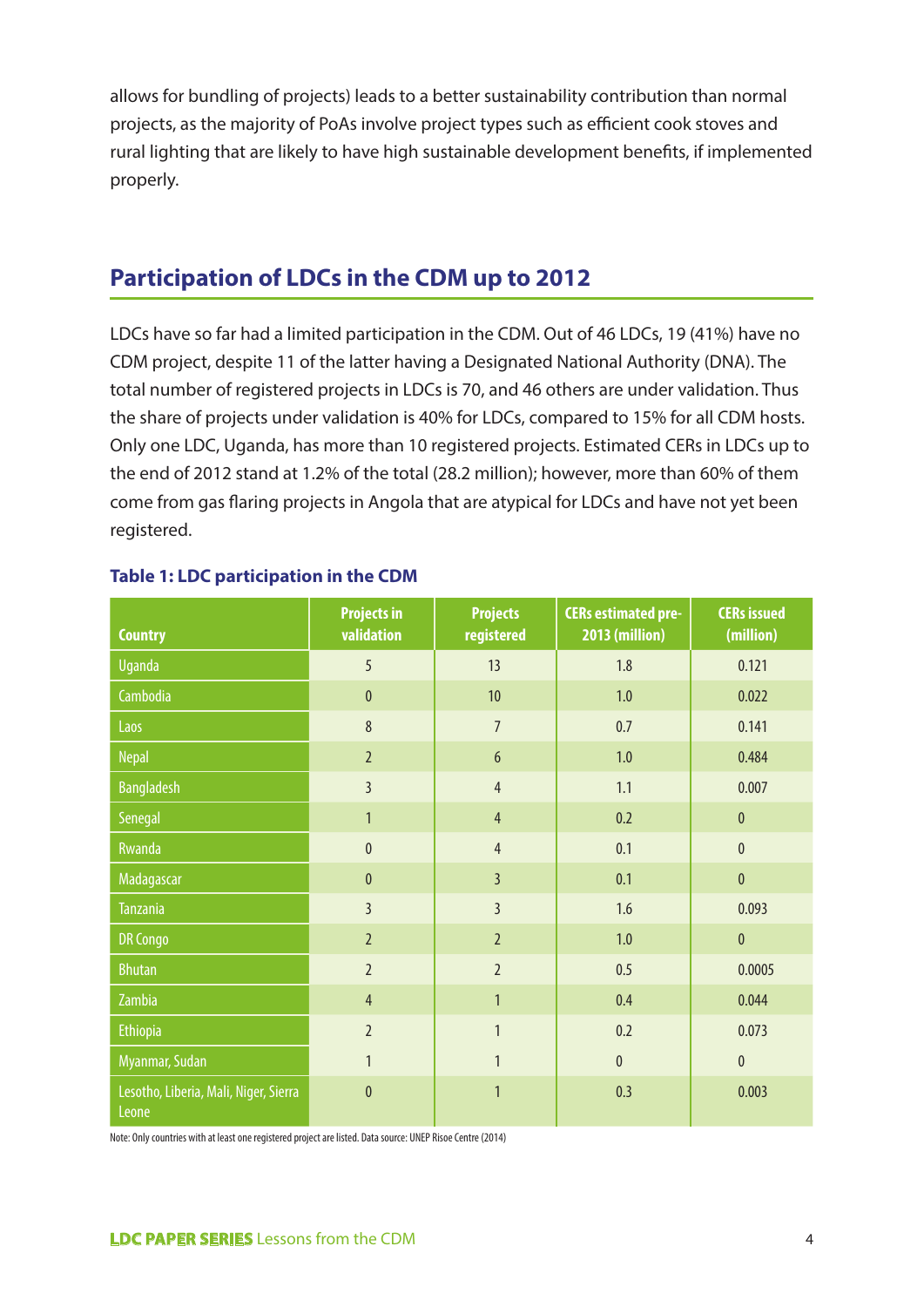allows for bundling of projects) leads to a better sustainability contribution than normal projects, as the majority of PoAs involve project types such as efficient cook stoves and rural lighting that are likely to have high sustainable development benefits, if implemented properly.

## Participation of LDCs in the CDM up to 2012

LDCs have so far had a limited participation in the CDM. Out of 46 LDCs, 19 (41%) have no CDM project, despite 11 of the latter having a Designated National Authority (DNA). The total number of registered projects in LDCs is 70, and 46 others are under validation. Thus the share of projects under validation is 40% for LDCs, compared to 15% for all CDM hosts. Only one LDC, Uganda, has more than 10 registered projects. Estimated CERs in LDCs up to the end of 2012 stand at 1.2% of the total (28.2 million); however, more than 60% of them come from gas flaring projects in Angola that are atypical for LDCs and have not yet been registered.

**Table 1: LDC participation in the CDM**

| Country | Projects in validation | Projects registered | CERs estimated pre-2013 (million) | CERs issued (million) |
|---|---|---|---|---|
| Uganda | 5 | 13 | 1.8 | 0.121 |
| Cambodia | 0 | 10 | 1.0 | 0.022 |
| Laos | 8 | 7 | 0.7 | 0.141 |
| Nepal | 2 | 6 | 1.0 | 0.484 |
| Bangladesh | 3 | 4 | 1.1 | 0.007 |
| Senegal | 1 | 4 | 0.2 | 0 |
| Rwanda | 0 | 4 | 0.1 | 0 |
| Madagascar | 0 | 3 | 0.1 | 0 |
| Tanzania | 3 | 3 | 1.6 | 0.093 |
| DR Congo | 2 | 2 | 1.0 | 0 |
| Bhutan | 2 | 2 | 0.5 | 0.0005 |
| Zambia | 4 | 1 | 0.4 | 0.044 |
| Ethiopia | 2 | 1 | 0.2 | 0.073 |
| Myanmar, Sudan | 1 | 1 | 0 | 0 |
| Lesotho, Liberia, Mali, Niger, Sierra Leone | 0 | 1 | 0.3 | 0.003 |

Note: Only countries with at least one registered project are listed. Data source: UNEP Risoe Centre (2014)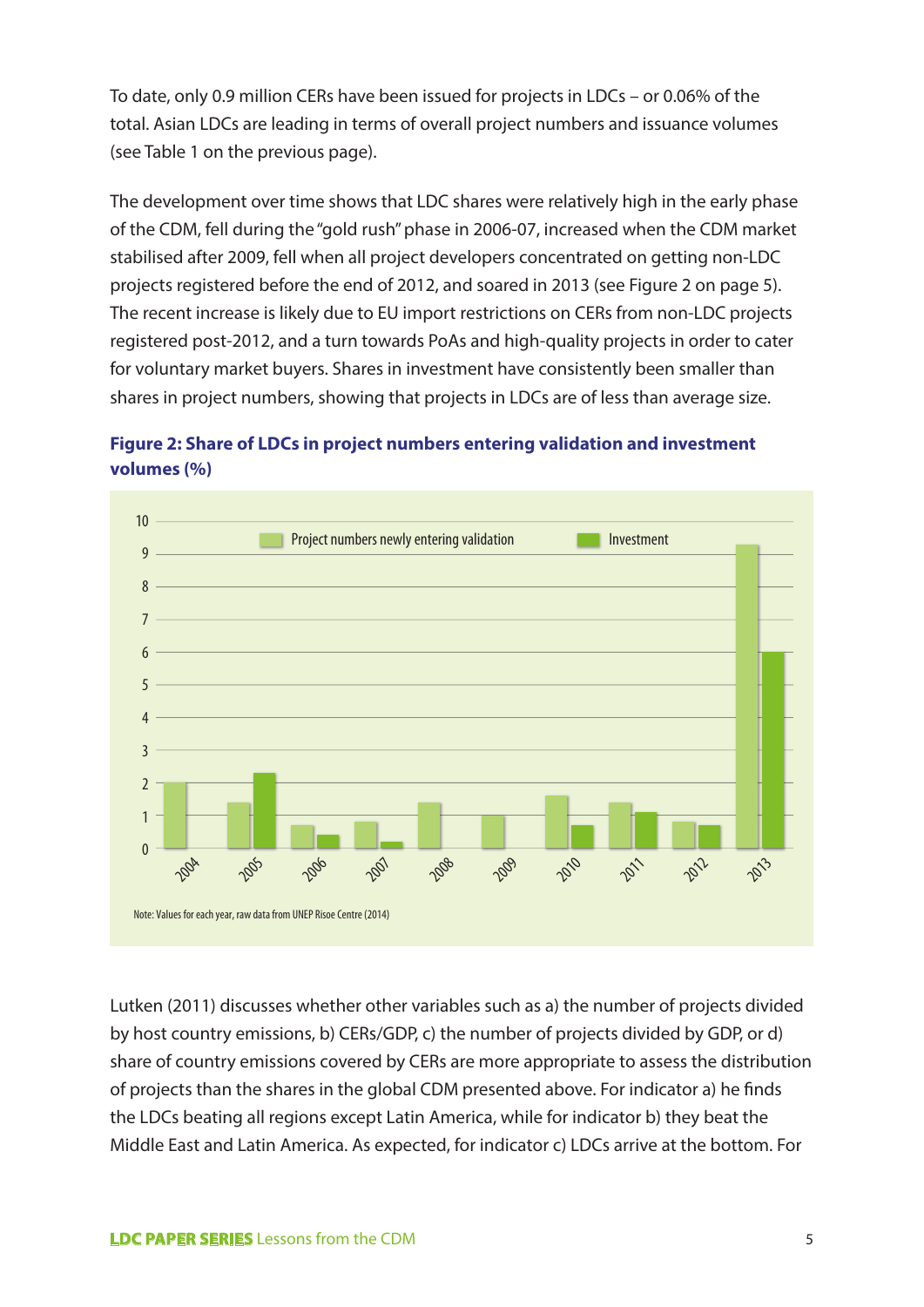To date, only 0.9 million CERs have been issued for projects in LDCs – or 0.06% of the total. Asian LDCs are leading in terms of overall project numbers and issuance volumes (see Table 1 on the previous page).

The development over time shows that LDC shares were relatively high in the early phase of the CDM, fell during the "gold rush" phase in 2006-07, increased when the CDM market stabilised after 2009, fell when all project developers concentrated on getting non-LDC projects registered before the end of 2012, and soared in 2013 (see Figure 2 on page 5). The recent increase is likely due to EU import restrictions on CERs from non-LDC projects registered post-2012, and a turn towards PoAs and high-quality projects in order to cater for voluntary market buyers. Shares in investment have consistently been smaller than shares in project numbers, showing that projects in LDCs are of less than average size.

**Figure 2: Share of LDCs in project numbers entering validation and investment volumes (%)**

Note: Values for each year, raw data from UNEP Risoe Centre (2014)

Lutken (2011) discusses whether other variables such as a) the number of projects divided by host country emissions, b) CERs/GDP, c) the number of projects divided by GDP, or d) share of country emissions covered by CERs are more appropriate to assess the distribution of projects than the shares in the global CDM presented above. For indicator a) he finds the LDCs beating all regions except Latin America, while for indicator b) they beat the Middle East and Latin America. As expected, for indicator c) LDCs arrive at the bottom. For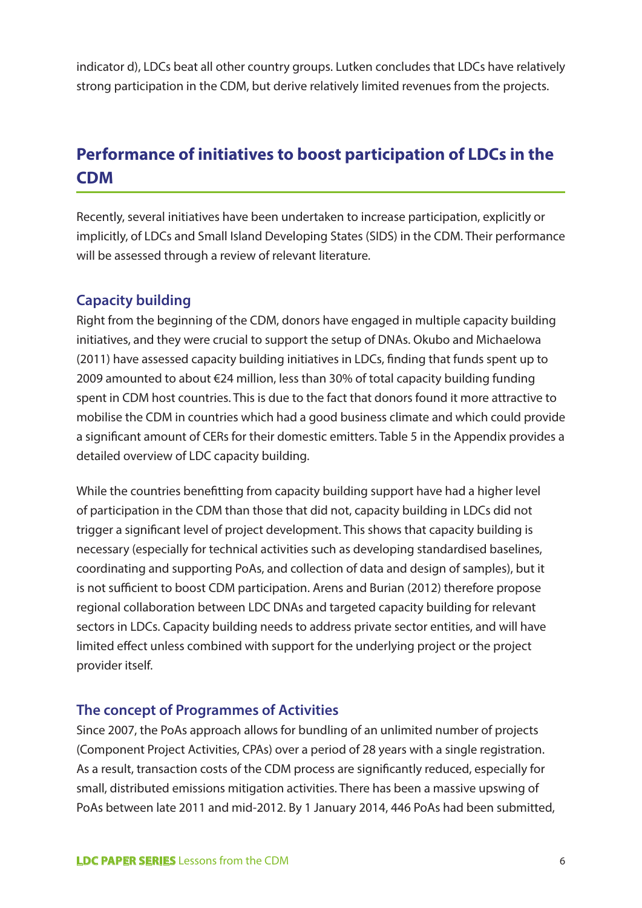indicator d), LDCs beat all other country groups. Lutken concludes that LDCs have relatively strong participation in the CDM, but derive relatively limited revenues from the projects.

## Performance of initiatives to boost participation of LDCs in the CDM

Recently, several initiatives have been undertaken to increase participation, explicitly or implicitly, of LDCs and Small Island Developing States (SIDS) in the CDM. Their performance will be assessed through a review of relevant literature.

### Capacity building

Right from the beginning of the CDM, donors have engaged in multiple capacity building initiatives, and they were crucial to support the setup of DNAs. Okubo and Michaelowa (2011) have assessed capacity building initiatives in LDCs, finding that funds spent up to 2009 amounted to about €24 million, less than 30% of total capacity building funding spent in CDM host countries. This is due to the fact that donors found it more attractive to mobilise the CDM in countries which had a good business climate and which could provide a significant amount of CERs for their domestic emitters. Table 5 in the Appendix provides a detailed overview of LDC capacity building.

While the countries benefitting from capacity building support have had a higher level of participation in the CDM than those that did not, capacity building in LDCs did not trigger a significant level of project development. This shows that capacity building is necessary (especially for technical activities such as developing standardised baselines, coordinating and supporting PoAs, and collection of data and design of samples), but it is not sufficient to boost CDM participation. Arens and Burian (2012) therefore propose regional collaboration between LDC DNAs and targeted capacity building for relevant sectors in LDCs. Capacity building needs to address private sector entities, and will have limited effect unless combined with support for the underlying project or the project provider itself.

### The concept of Programmes of Activities

Since 2007, the PoAs approach allows for bundling of an unlimited number of projects (Component Project Activities, CPAs) over a period of 28 years with a single registration. As a result, transaction costs of the CDM process are significantly reduced, especially for small, distributed emissions mitigation activities. There has been a massive upswing of PoAs between late 2011 and mid-2012. By 1 January 2014, 446 PoAs had been submitted,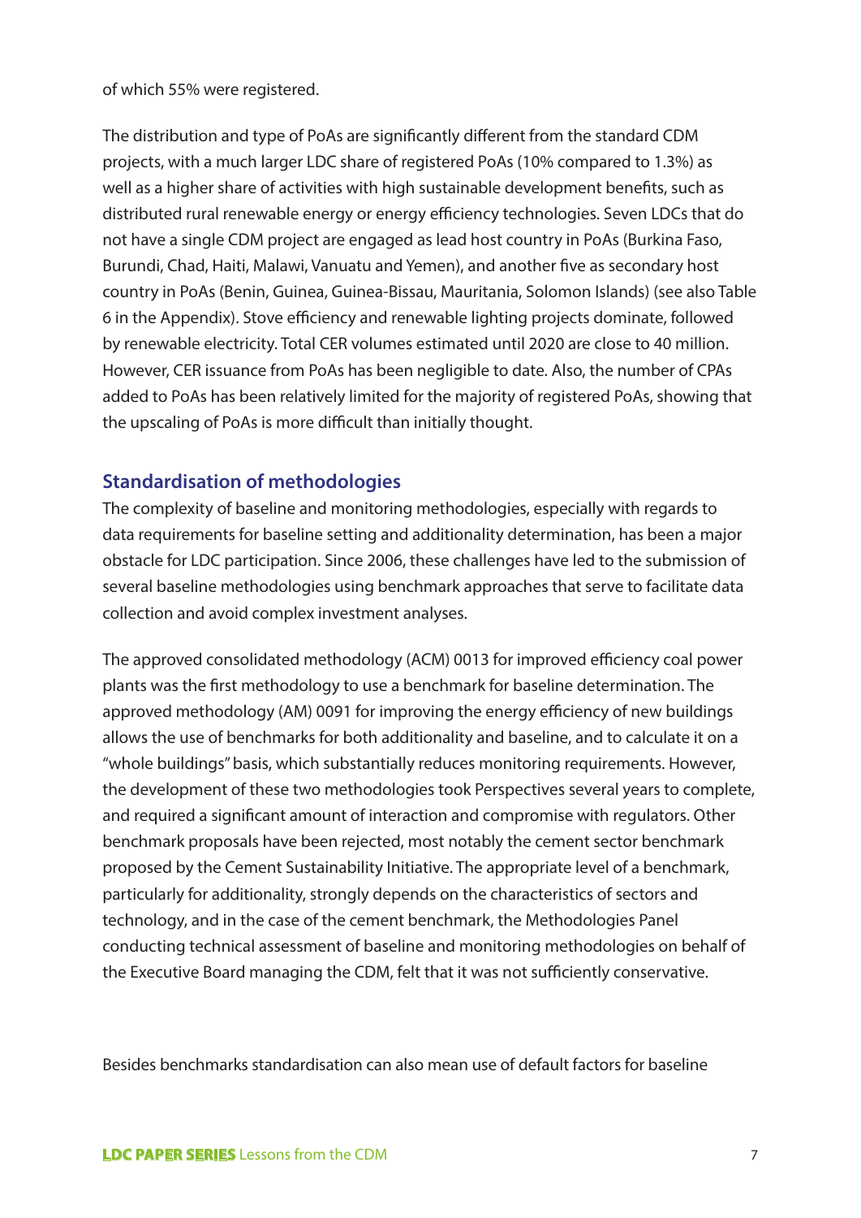of which 55% were registered.

The distribution and type of PoAs are significantly different from the standard CDM projects, with a much larger LDC share of registered PoAs (10% compared to 1.3%) as well as a higher share of activities with high sustainable development benefits, such as distributed rural renewable energy or energy efficiency technologies. Seven LDCs that do not have a single CDM project are engaged as lead host country in PoAs (Burkina Faso, Burundi, Chad, Haiti, Malawi, Vanuatu and Yemen), and another five as secondary host country in PoAs (Benin, Guinea, Guinea-Bissau, Mauritania, Solomon Islands) (see also Table 6 in the Appendix). Stove efficiency and renewable lighting projects dominate, followed by renewable electricity. Total CER volumes estimated until 2020 are close to 40 million. However, CER issuance from PoAs has been negligible to date. Also, the number of CPAs added to PoAs has been relatively limited for the majority of registered PoAs, showing that the upscaling of PoAs is more difficult than initially thought.

## Standardisation of methodologies

The complexity of baseline and monitoring methodologies, especially with regards to data requirements for baseline setting and additionality determination, has been a major obstacle for LDC participation. Since 2006, these challenges have led to the submission of several baseline methodologies using benchmark approaches that serve to facilitate data collection and avoid complex investment analyses.

The approved consolidated methodology (ACM) 0013 for improved efficiency coal power plants was the first methodology to use a benchmark for baseline determination. The approved methodology (AM) 0091 for improving the energy efficiency of new buildings allows the use of benchmarks for both additionality and baseline, and to calculate it on a "whole buildings" basis, which substantially reduces monitoring requirements. However, the development of these two methodologies took Perspectives several years to complete, and required a significant amount of interaction and compromise with regulators. Other benchmark proposals have been rejected, most notably the cement sector benchmark proposed by the Cement Sustainability Initiative. The appropriate level of a benchmark, particularly for additionality, strongly depends on the characteristics of sectors and technology, and in the case of the cement benchmark, the Methodologies Panel conducting technical assessment of baseline and monitoring methodologies on behalf of the Executive Board managing the CDM, felt that it was not sufficiently conservative.

Besides benchmarks standardisation can also mean use of default factors for baseline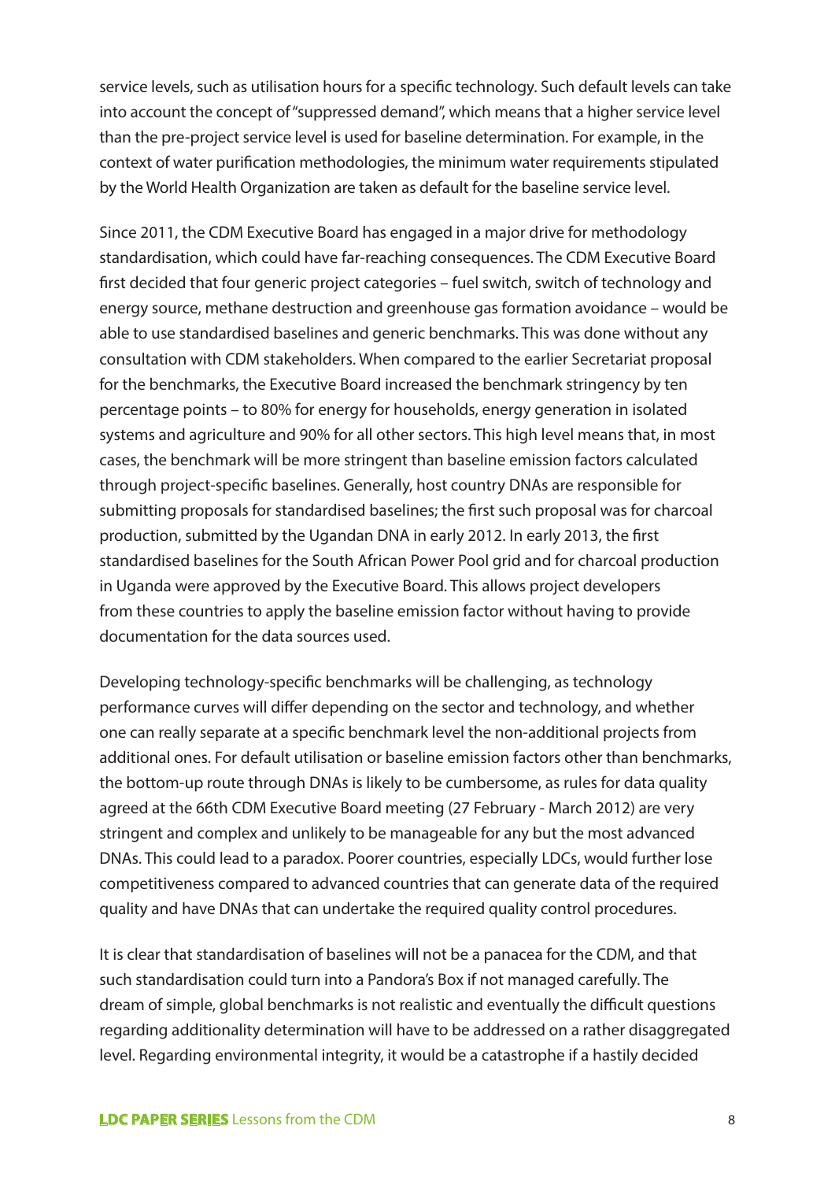service levels, such as utilisation hours for a specific technology. Such default levels can take into account the concept of "suppressed demand", which means that a higher service level than the pre-project service level is used for baseline determination. For example, in the context of water purification methodologies, the minimum water requirements stipulated by the World Health Organization are taken as default for the baseline service level.

Since 2011, the CDM Executive Board has engaged in a major drive for methodology standardisation, which could have far-reaching consequences. The CDM Executive Board first decided that four generic project categories – fuel switch, switch of technology and energy source, methane destruction and greenhouse gas formation avoidance – would be able to use standardised baselines and generic benchmarks. This was done without any consultation with CDM stakeholders. When compared to the earlier Secretariat proposal for the benchmarks, the Executive Board increased the benchmark stringency by ten percentage points – to 80% for energy for households, energy generation in isolated systems and agriculture and 90% for all other sectors. This high level means that, in most cases, the benchmark will be more stringent than baseline emission factors calculated through project-specific baselines. Generally, host country DNAs are responsible for submitting proposals for standardised baselines; the first such proposal was for charcoal production, submitted by the Ugandan DNA in early 2012. In early 2013, the first standardised baselines for the South African Power Pool grid and for charcoal production in Uganda were approved by the Executive Board. This allows project developers from these countries to apply the baseline emission factor without having to provide documentation for the data sources used.

Developing technology-specific benchmarks will be challenging, as technology performance curves will differ depending on the sector and technology, and whether one can really separate at a specific benchmark level the non-additional projects from additional ones. For default utilisation or baseline emission factors other than benchmarks, the bottom-up route through DNAs is likely to be cumbersome, as rules for data quality agreed at the 66th CDM Executive Board meeting (27 February - March 2012) are very stringent and complex and unlikely to be manageable for any but the most advanced DNAs. This could lead to a paradox. Poorer countries, especially LDCs, would further lose competitiveness compared to advanced countries that can generate data of the required quality and have DNAs that can undertake the required quality control procedures.

It is clear that standardisation of baselines will not be a panacea for the CDM, and that such standardisation could turn into a Pandora's Box if not managed carefully. The dream of simple, global benchmarks is not realistic and eventually the difficult questions regarding additionality determination will have to be addressed on a rather disaggregated level. Regarding environmental integrity, it would be a catastrophe if a hastily decided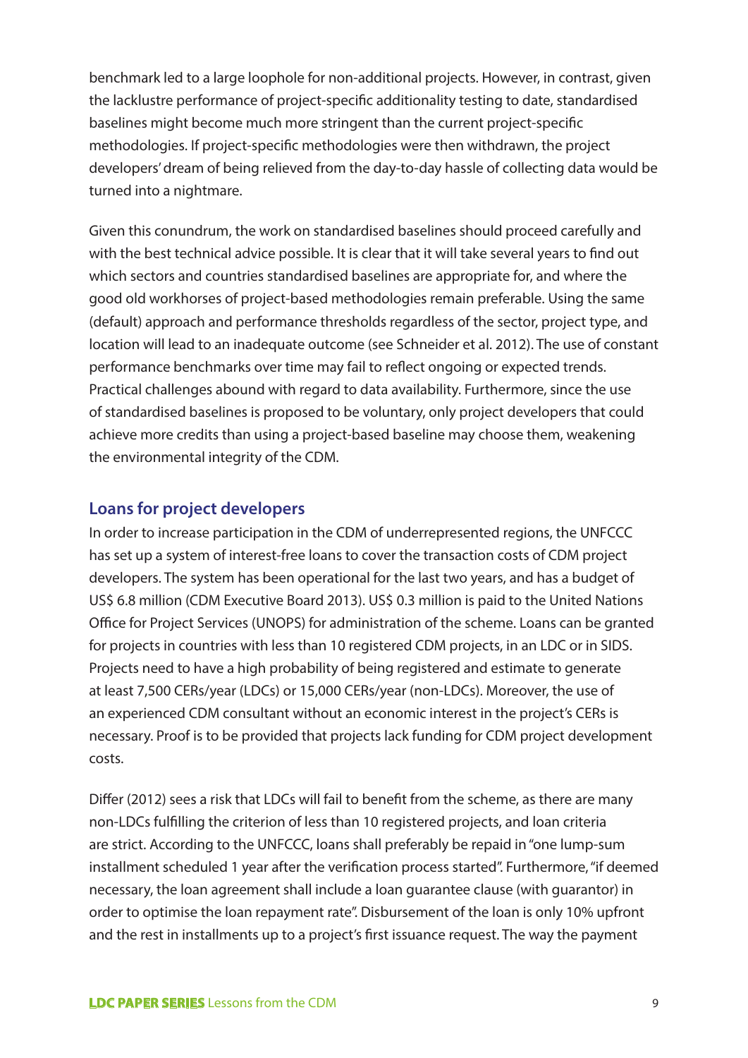benchmark led to a large loophole for non-additional projects. However, in contrast, given the lacklustre performance of project-specific additionality testing to date, standardised baselines might become much more stringent than the current project-specific methodologies. If project-specific methodologies were then withdrawn, the project developers' dream of being relieved from the day-to-day hassle of collecting data would be turned into a nightmare.

Given this conundrum, the work on standardised baselines should proceed carefully and with the best technical advice possible. It is clear that it will take several years to find out which sectors and countries standardised baselines are appropriate for, and where the good old workhorses of project-based methodologies remain preferable. Using the same (default) approach and performance thresholds regardless of the sector, project type, and location will lead to an inadequate outcome (see Schneider et al. 2012). The use of constant performance benchmarks over time may fail to reflect ongoing or expected trends. Practical challenges abound with regard to data availability. Furthermore, since the use of standardised baselines is proposed to be voluntary, only project developers that could achieve more credits than using a project-based baseline may choose them, weakening the environmental integrity of the CDM.

## Loans for project developers

In order to increase participation in the CDM of underrepresented regions, the UNFCCC has set up a system of interest-free loans to cover the transaction costs of CDM project developers. The system has been operational for the last two years, and has a budget of US$ 6.8 million (CDM Executive Board 2013). US$ 0.3 million is paid to the United Nations Office for Project Services (UNOPS) for administration of the scheme. Loans can be granted for projects in countries with less than 10 registered CDM projects, in an LDC or in SIDS. Projects need to have a high probability of being registered and estimate to generate at least 7,500 CERs/year (LDCs) or 15,000 CERs/year (non-LDCs). Moreover, the use of an experienced CDM consultant without an economic interest in the project's CERs is necessary. Proof is to be provided that projects lack funding for CDM project development costs.

Differ (2012) sees a risk that LDCs will fail to benefit from the scheme, as there are many non-LDCs fulfilling the criterion of less than 10 registered projects, and loan criteria are strict. According to the UNFCCC, loans shall preferably be repaid in "one lump-sum installment scheduled 1 year after the verification process started". Furthermore, "if deemed necessary, the loan agreement shall include a loan guarantee clause (with guarantor) in order to optimise the loan repayment rate". Disbursement of the loan is only 10% upfront and the rest in installments up to a project's first issuance request. The way the payment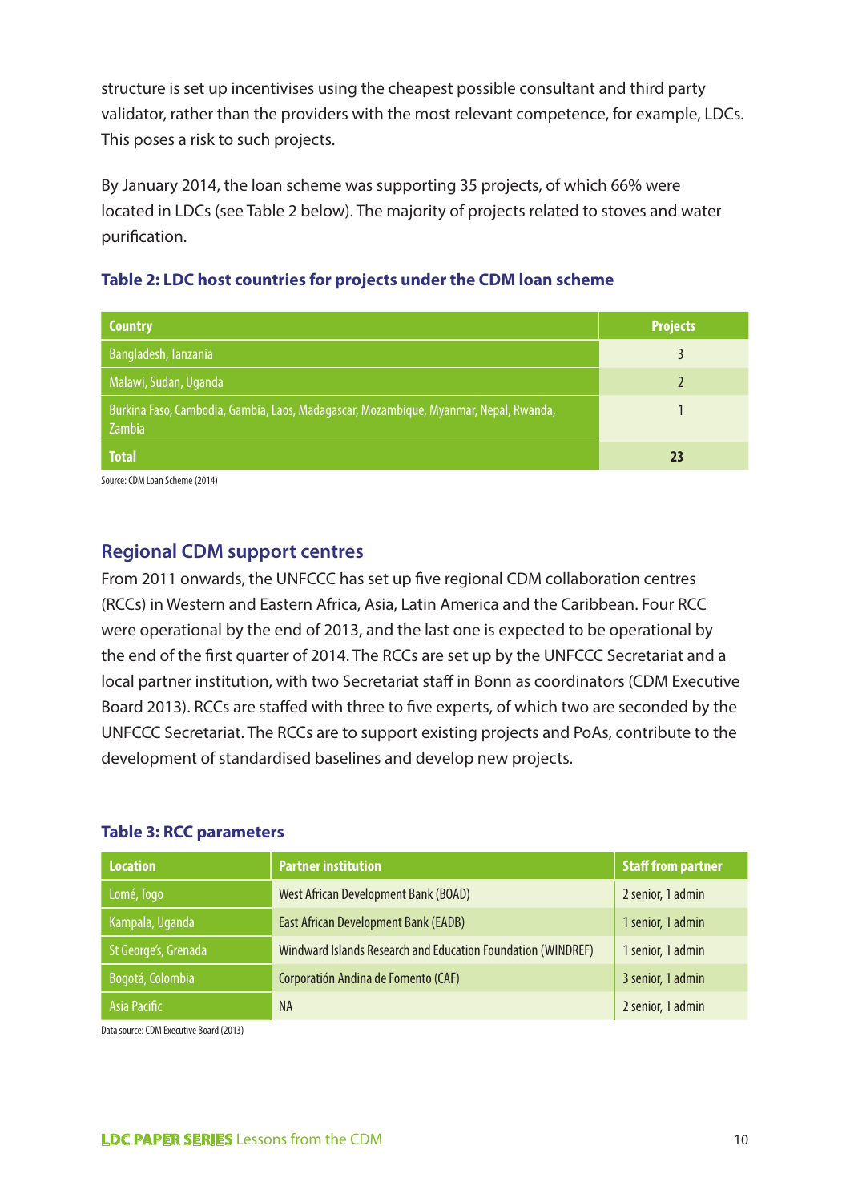structure is set up incentivises using the cheapest possible consultant and third party validator, rather than the providers with the most relevant competence, for example, LDCs. This poses a risk to such projects.

By January 2014, the loan scheme was supporting 35 projects, of which 66% were located in LDCs (see Table 2 below). The majority of projects related to stoves and water purification.

**Table 2: LDC host countries for projects under the CDM loan scheme**

| Country | Projects |
|---|---|
| Bangladesh, Tanzania | 3 |
| Malawi, Sudan, Uganda | 2 |
| Burkina Faso, Cambodia, Gambia, Laos, Madagascar, Mozambique, Myanmar, Nepal, Rwanda, Zambia | 1 |
| **Total** | **23** |

Source: CDM Loan Scheme (2014)

## Regional CDM support centres

From 2011 onwards, the UNFCCC has set up five regional CDM collaboration centres (RCCs) in Western and Eastern Africa, Asia, Latin America and the Caribbean. Four RCC were operational by the end of 2013, and the last one is expected to be operational by the end of the first quarter of 2014. The RCCs are set up by the UNFCCC Secretariat and a local partner institution, with two Secretariat staff in Bonn as coordinators (CDM Executive Board 2013). RCCs are staffed with three to five experts, of which two are seconded by the UNFCCC Secretariat. The RCCs are to support existing projects and PoAs, contribute to the development of standardised baselines and develop new projects.

**Table 3: RCC parameters**

| Location | Partner institution | Staff from partner |
|---|---|---|
| Lomé, Togo | West African Development Bank (BOAD) | 2 senior, 1 admin |
| Kampala, Uganda | East African Development Bank (EADB) | 1 senior, 1 admin |
| St George's, Grenada | Windward Islands Research and Education Foundation (WINDREF) | 1 senior, 1 admin |
| Bogotá, Colombia | Corporatión Andina de Fomento (CAF) | 3 senior, 1 admin |
| Asia Pacific | NA | 2 senior, 1 admin |

Data source: CDM Executive Board (2013)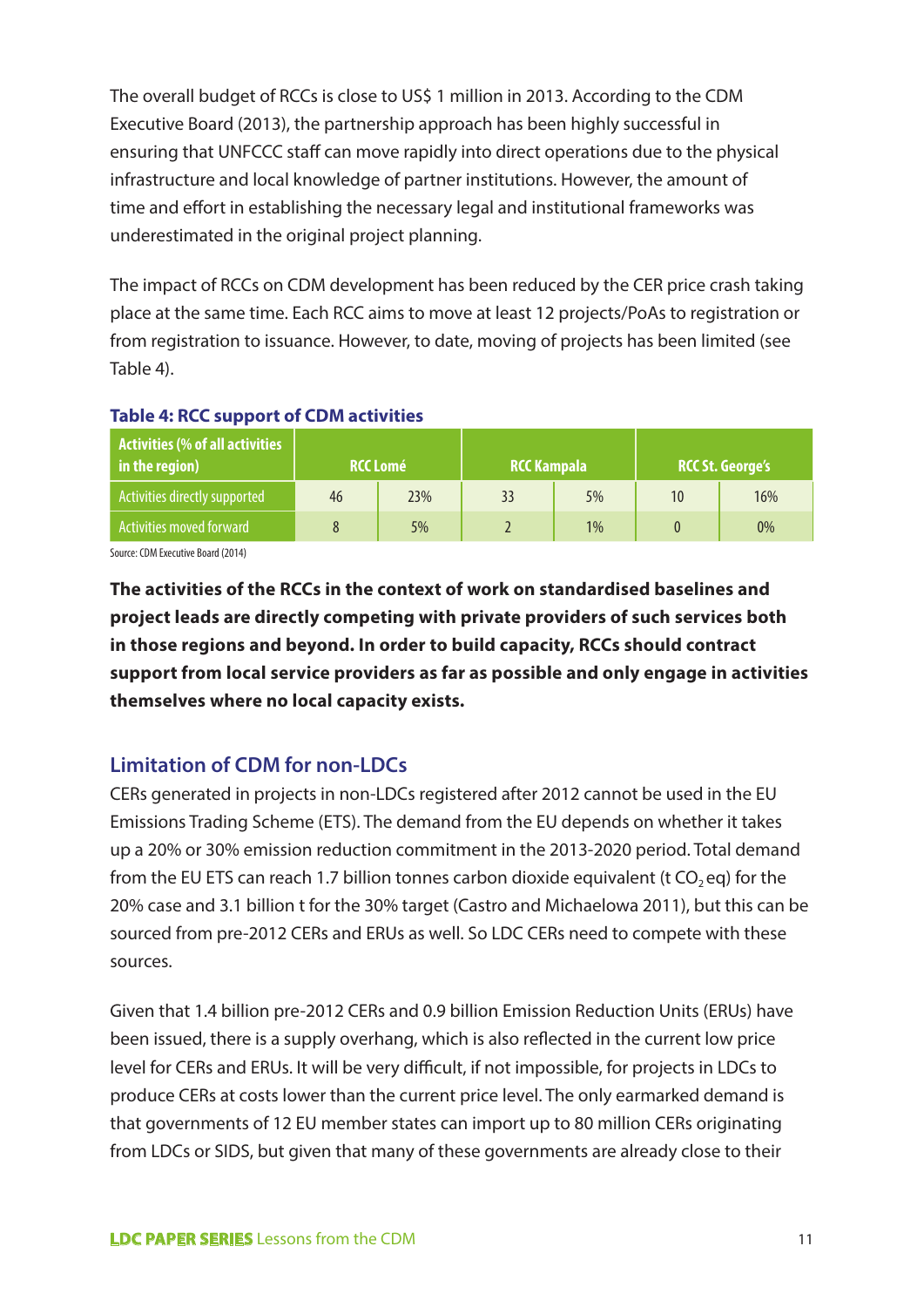The overall budget of RCCs is close to US$ 1 million in 2013. According to the CDM Executive Board (2013), the partnership approach has been highly successful in ensuring that UNFCCC staff can move rapidly into direct operations due to the physical infrastructure and local knowledge of partner institutions. However, the amount of time and effort in establishing the necessary legal and institutional frameworks was underestimated in the original project planning.

The impact of RCCs on CDM development has been reduced by the CER price crash taking place at the same time. Each RCC aims to move at least 12 projects/PoAs to registration or from registration to issuance. However, to date, moving of projects has been limited (see Table 4).

**Table 4: RCC support of CDM activities**

| Activities (% of all activities in the region) | RCC Lomé | | RCC Kampala | | RCC St. George's | |
|---|---|---|---|---|---|---|
| Activities directly supported | 46 | 23% | 33 | 5% | 10 | 16% |
| Activities moved forward | 8 | 5% | 2 | 1% | 0 | 0% |

Source: CDM Executive Board (2014)

**The activities of the RCCs in the context of work on standardised baselines and project leads are directly competing with private providers of such services both in those regions and beyond. In order to build capacity, RCCs should contract support from local service providers as far as possible and only engage in activities themselves where no local capacity exists.**

## Limitation of CDM for non-LDCs

CERs generated in projects in non-LDCs registered after 2012 cannot be used in the EU Emissions Trading Scheme (ETS). The demand from the EU depends on whether it takes up a 20% or 30% emission reduction commitment in the 2013-2020 period. Total demand from the EU ETS can reach 1.7 billion tonnes carbon dioxide equivalent (t $CO_2$ eq) for the 20% case and 3.1 billion t for the 30% target (Castro and Michaelowa 2011), but this can be sourced from pre-2012 CERs and ERUs as well. So LDC CERs need to compete with these sources.

Given that 1.4 billion pre-2012 CERs and 0.9 billion Emission Reduction Units (ERUs) have been issued, there is a supply overhang, which is also reflected in the current low price level for CERs and ERUs. It will be very difficult, if not impossible, for projects in LDCs to produce CERs at costs lower than the current price level. The only earmarked demand is that governments of 12 EU member states can import up to 80 million CERs originating from LDCs or SIDS, but given that many of these governments are already close to their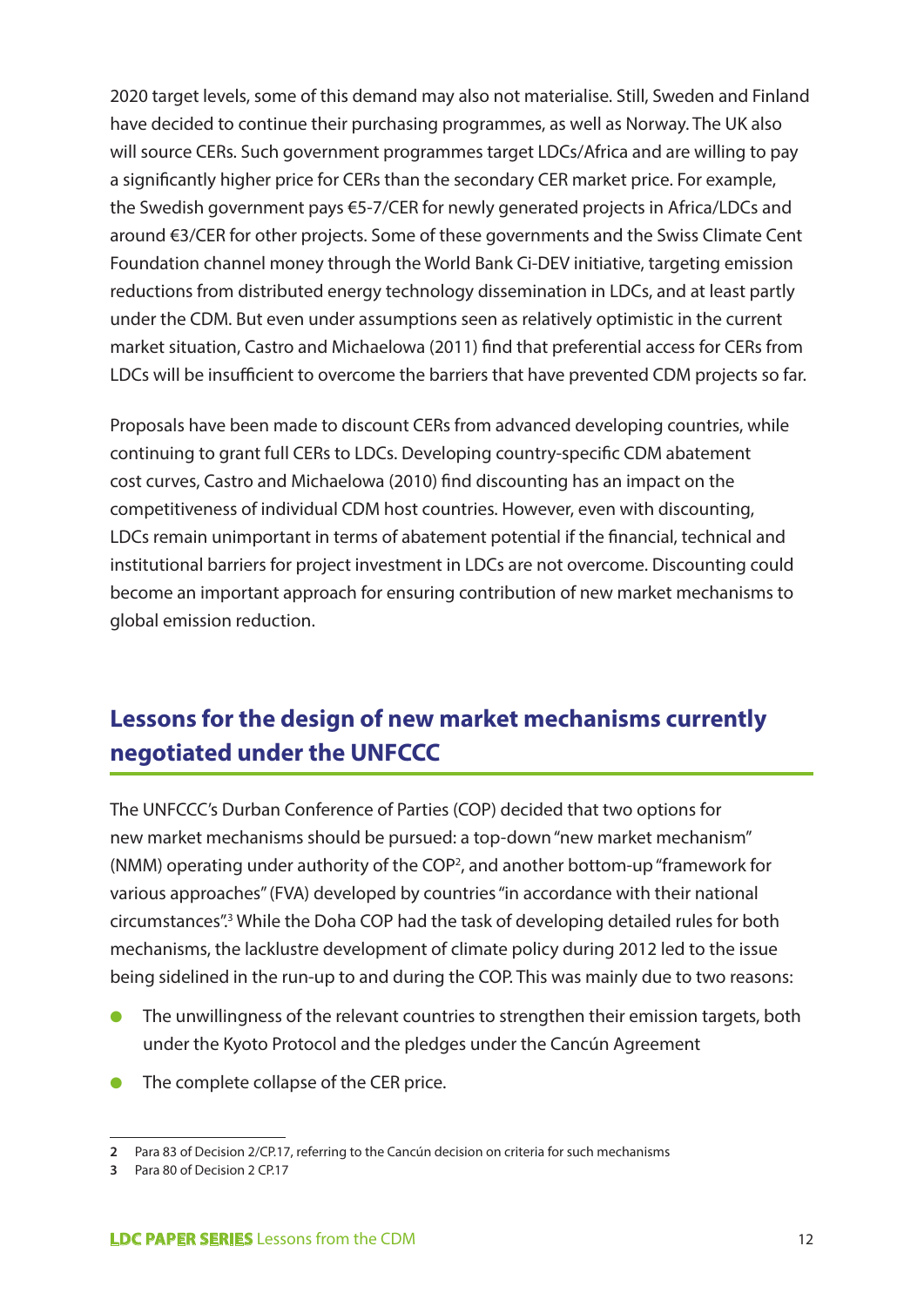2020 target levels, some of this demand may also not materialise. Still, Sweden and Finland have decided to continue their purchasing programmes, as well as Norway. The UK also will source CERs. Such government programmes target LDCs/Africa and are willing to pay a significantly higher price for CERs than the secondary CER market price. For example, the Swedish government pays €5-7/CER for newly generated projects in Africa/LDCs and around €3/CER for other projects. Some of these governments and the Swiss Climate Cent Foundation channel money through the World Bank Ci-DEV initiative, targeting emission reductions from distributed energy technology dissemination in LDCs, and at least partly under the CDM. But even under assumptions seen as relatively optimistic in the current market situation, Castro and Michaelowa (2011) find that preferential access for CERs from LDCs will be insufficient to overcome the barriers that have prevented CDM projects so far.

Proposals have been made to discount CERs from advanced developing countries, while continuing to grant full CERs to LDCs. Developing country-specific CDM abatement cost curves, Castro and Michaelowa (2010) find discounting has an impact on the competitiveness of individual CDM host countries. However, even with discounting, LDCs remain unimportant in terms of abatement potential if the financial, technical and institutional barriers for project investment in LDCs are not overcome. Discounting could become an important approach for ensuring contribution of new market mechanisms to global emission reduction.

## Lessons for the design of new market mechanisms currently negotiated under the UNFCCC

The UNFCCC's Durban Conference of Parties (COP) decided that two options for new market mechanisms should be pursued: a top-down "new market mechanism" (NMM) operating under authority of the COP[2], and another bottom-up "framework for various approaches" (FVA) developed by countries "in accordance with their national circumstances".[3] While the Doha COP had the task of developing detailed rules for both mechanisms, the lacklustre development of climate policy during 2012 led to the issue being sidelined in the run-up to and during the COP. This was mainly due to two reasons:

- The unwillingness of the relevant countries to strengthen their emission targets, both under the Kyoto Protocol and the pledges under the Cancún Agreement
- The complete collapse of the CER price.

---

2 Para 83 of Decision 2/CP.17, referring to the Cancún decision on criteria for such mechanisms

3 Para 80 of Decision 2 CP.17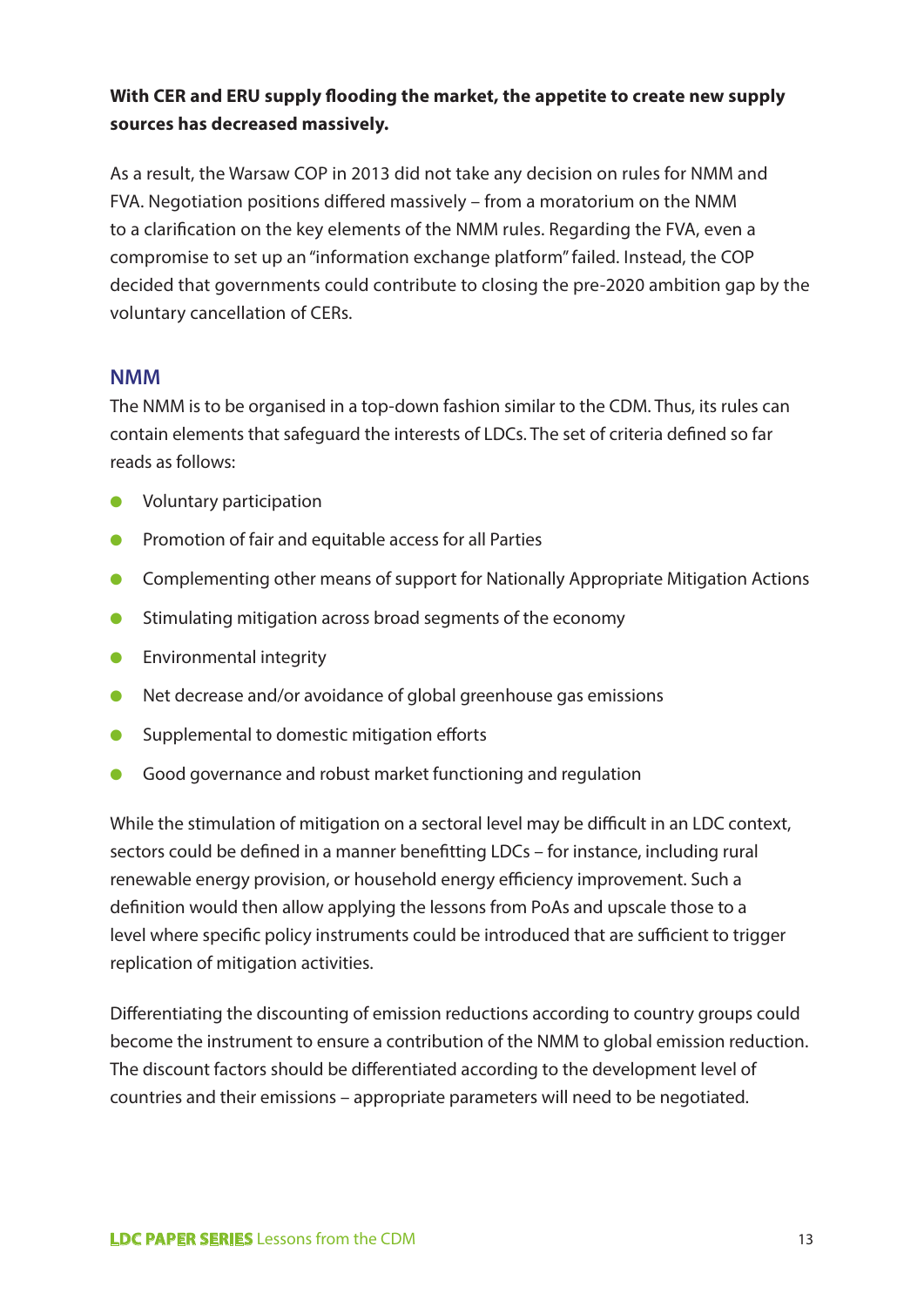**With CER and ERU supply flooding the market, the appetite to create new supply sources has decreased massively.**

As a result, the Warsaw COP in 2013 did not take any decision on rules for NMM and FVA. Negotiation positions differed massively – from a moratorium on the NMM to a clarification on the key elements of the NMM rules. Regarding the FVA, even a compromise to set up an "information exchange platform" failed. Instead, the COP decided that governments could contribute to closing the pre-2020 ambition gap by the voluntary cancellation of CERs.

## NMM

The NMM is to be organised in a top-down fashion similar to the CDM. Thus, its rules can contain elements that safeguard the interests of LDCs. The set of criteria defined so far reads as follows:

- Voluntary participation
- Promotion of fair and equitable access for all Parties
- Complementing other means of support for Nationally Appropriate Mitigation Actions
- Stimulating mitigation across broad segments of the economy
- Environmental integrity
- Net decrease and/or avoidance of global greenhouse gas emissions
- Supplemental to domestic mitigation efforts
- Good governance and robust market functioning and regulation

While the stimulation of mitigation on a sectoral level may be difficult in an LDC context, sectors could be defined in a manner benefitting LDCs – for instance, including rural renewable energy provision, or household energy efficiency improvement. Such a definition would then allow applying the lessons from PoAs and upscale those to a level where specific policy instruments could be introduced that are sufficient to trigger replication of mitigation activities.

Differentiating the discounting of emission reductions according to country groups could become the instrument to ensure a contribution of the NMM to global emission reduction. The discount factors should be differentiated according to the development level of countries and their emissions – appropriate parameters will need to be negotiated.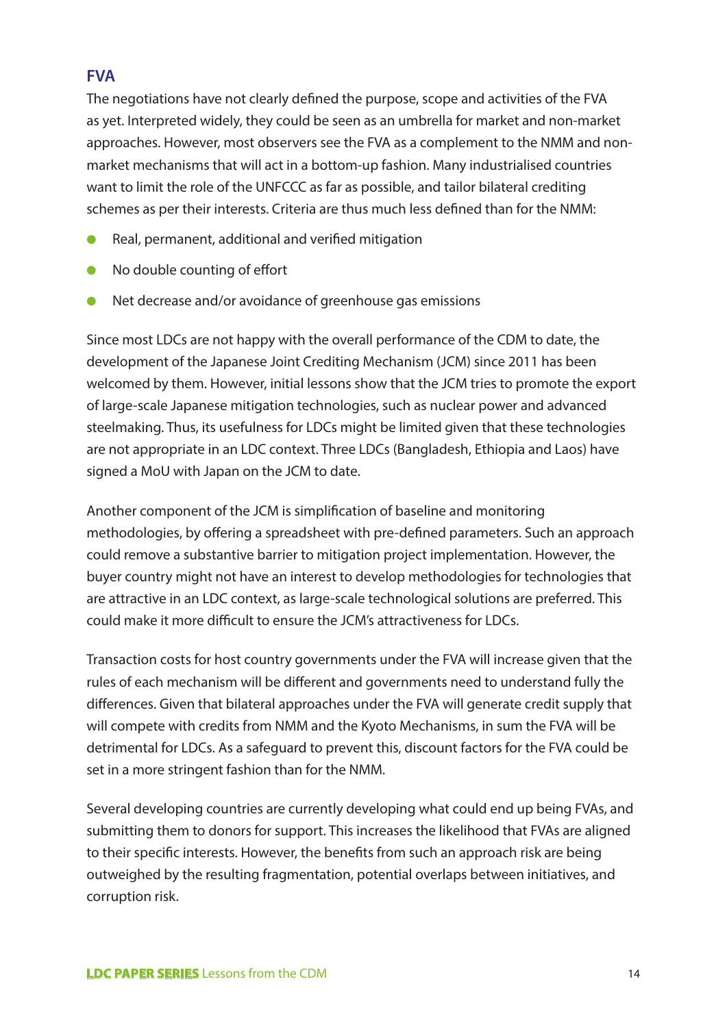## FVA

The negotiations have not clearly defined the purpose, scope and activities of the FVA as yet. Interpreted widely, they could be seen as an umbrella for market and non-market approaches. However, most observers see the FVA as a complement to the NMM and non-market mechanisms that will act in a bottom-up fashion. Many industrialised countries want to limit the role of the UNFCCC as far as possible, and tailor bilateral crediting schemes as per their interests. Criteria are thus much less defined than for the NMM:

- Real, permanent, additional and verified mitigation
- No double counting of effort
- Net decrease and/or avoidance of greenhouse gas emissions

Since most LDCs are not happy with the overall performance of the CDM to date, the development of the Japanese Joint Crediting Mechanism (JCM) since 2011 has been welcomed by them. However, initial lessons show that the JCM tries to promote the export of large-scale Japanese mitigation technologies, such as nuclear power and advanced steelmaking. Thus, its usefulness for LDCs might be limited given that these technologies are not appropriate in an LDC context. Three LDCs (Bangladesh, Ethiopia and Laos) have signed a MoU with Japan on the JCM to date.

Another component of the JCM is simplification of baseline and monitoring methodologies, by offering a spreadsheet with pre-defined parameters. Such an approach could remove a substantive barrier to mitigation project implementation. However, the buyer country might not have an interest to develop methodologies for technologies that are attractive in an LDC context, as large-scale technological solutions are preferred. This could make it more difficult to ensure the JCM's attractiveness for LDCs.

Transaction costs for host country governments under the FVA will increase given that the rules of each mechanism will be different and governments need to understand fully the differences. Given that bilateral approaches under the FVA will generate credit supply that will compete with credits from NMM and the Kyoto Mechanisms, in sum the FVA will be detrimental for LDCs. As a safeguard to prevent this, discount factors for the FVA could be set in a more stringent fashion than for the NMM.

Several developing countries are currently developing what could end up being FVAs, and submitting them to donors for support. This increases the likelihood that FVAs are aligned to their specific interests. However, the benefits from such an approach risk are being outweighed by the resulting fragmentation, potential overlaps between initiatives, and corruption risk.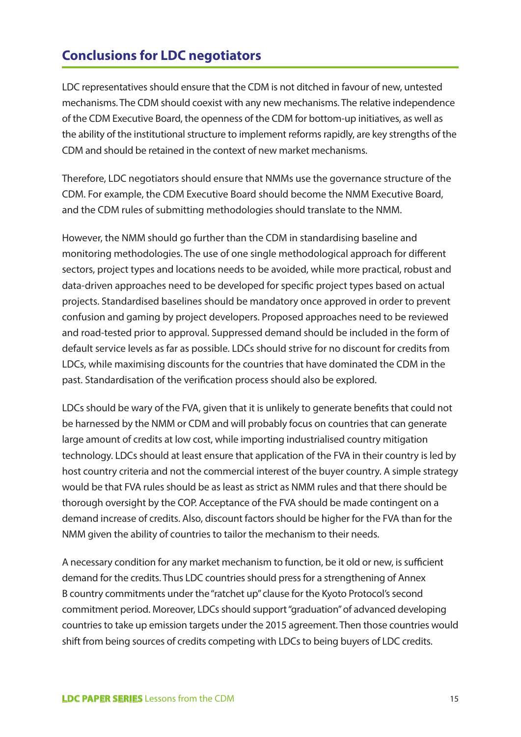## Conclusions for LDC negotiators

LDC representatives should ensure that the CDM is not ditched in favour of new, untested mechanisms. The CDM should coexist with any new mechanisms. The relative independence of the CDM Executive Board, the openness of the CDM for bottom-up initiatives, as well as the ability of the institutional structure to implement reforms rapidly, are key strengths of the CDM and should be retained in the context of new market mechanisms.

Therefore, LDC negotiators should ensure that NMMs use the governance structure of the CDM. For example, the CDM Executive Board should become the NMM Executive Board, and the CDM rules of submitting methodologies should translate to the NMM.

However, the NMM should go further than the CDM in standardising baseline and monitoring methodologies. The use of one single methodological approach for different sectors, project types and locations needs to be avoided, while more practical, robust and data-driven approaches need to be developed for specific project types based on actual projects. Standardised baselines should be mandatory once approved in order to prevent confusion and gaming by project developers. Proposed approaches need to be reviewed and road-tested prior to approval. Suppressed demand should be included in the form of default service levels as far as possible. LDCs should strive for no discount for credits from LDCs, while maximising discounts for the countries that have dominated the CDM in the past. Standardisation of the verification process should also be explored.

LDCs should be wary of the FVA, given that it is unlikely to generate benefits that could not be harnessed by the NMM or CDM and will probably focus on countries that can generate large amount of credits at low cost, while importing industrialised country mitigation technology. LDCs should at least ensure that application of the FVA in their country is led by host country criteria and not the commercial interest of the buyer country. A simple strategy would be that FVA rules should be as least as strict as NMM rules and that there should be thorough oversight by the COP. Acceptance of the FVA should be made contingent on a demand increase of credits. Also, discount factors should be higher for the FVA than for the NMM given the ability of countries to tailor the mechanism to their needs.

A necessary condition for any market mechanism to function, be it old or new, is sufficient demand for the credits. Thus LDC countries should press for a strengthening of Annex B country commitments under the "ratchet up" clause for the Kyoto Protocol's second commitment period. Moreover, LDCs should support "graduation" of advanced developing countries to take up emission targets under the 2015 agreement. Then those countries would shift from being sources of credits competing with LDCs to being buyers of LDC credits.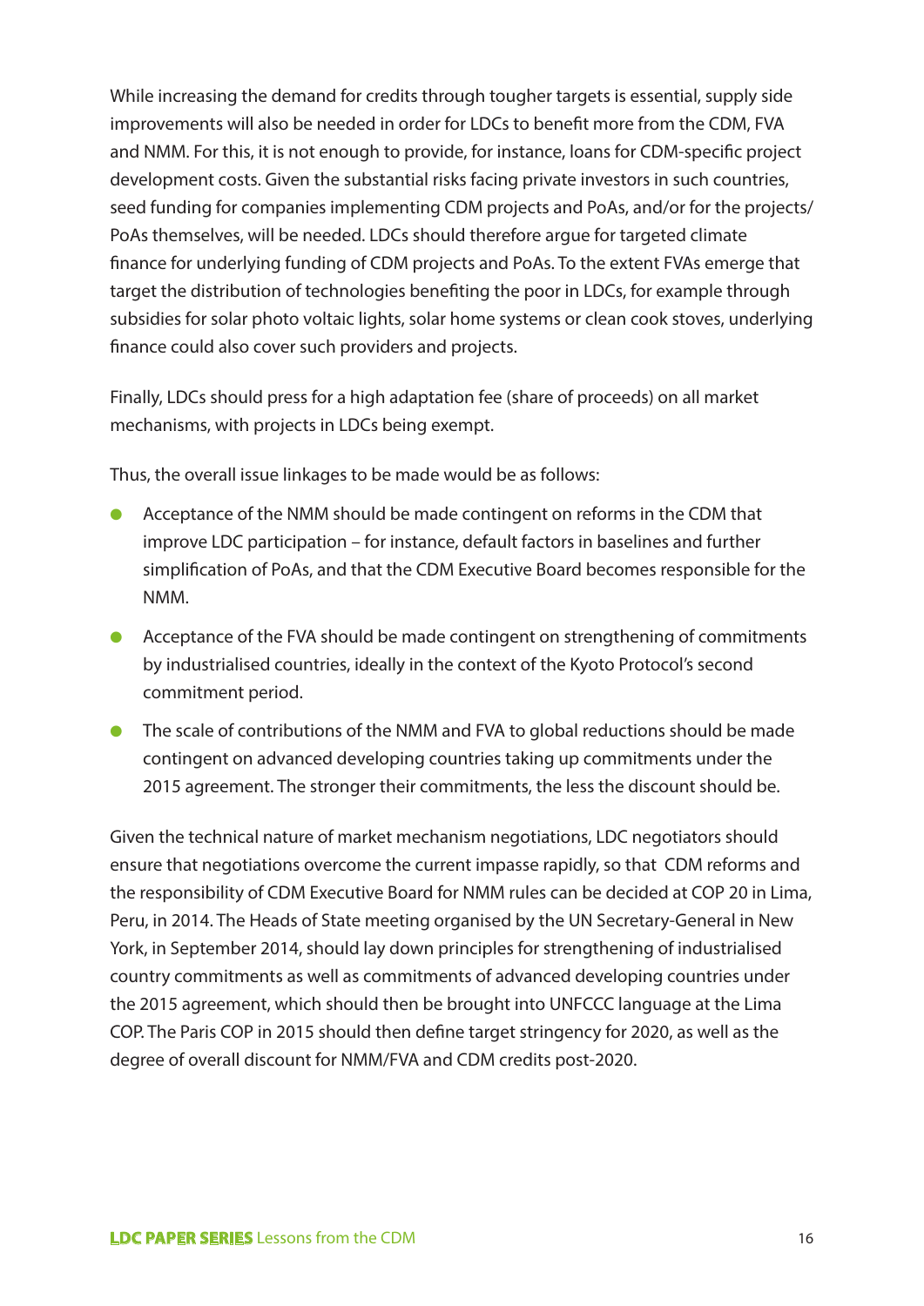While increasing the demand for credits through tougher targets is essential, supply side improvements will also be needed in order for LDCs to benefit more from the CDM, FVA and NMM. For this, it is not enough to provide, for instance, loans for CDM-specific project development costs. Given the substantial risks facing private investors in such countries, seed funding for companies implementing CDM projects and PoAs, and/or for the projects/PoAs themselves, will be needed. LDCs should therefore argue for targeted climate finance for underlying funding of CDM projects and PoAs. To the extent FVAs emerge that target the distribution of technologies benefiting the poor in LDCs, for example through subsidies for solar photo voltaic lights, solar home systems or clean cook stoves, underlying finance could also cover such providers and projects.

Finally, LDCs should press for a high adaptation fee (share of proceeds) on all market mechanisms, with projects in LDCs being exempt.

Thus, the overall issue linkages to be made would be as follows:

- Acceptance of the NMM should be made contingent on reforms in the CDM that improve LDC participation – for instance, default factors in baselines and further simplification of PoAs, and that the CDM Executive Board becomes responsible for the NMM.
- Acceptance of the FVA should be made contingent on strengthening of commitments by industrialised countries, ideally in the context of the Kyoto Protocol's second commitment period.
- The scale of contributions of the NMM and FVA to global reductions should be made contingent on advanced developing countries taking up commitments under the 2015 agreement. The stronger their commitments, the less the discount should be.

Given the technical nature of market mechanism negotiations, LDC negotiators should ensure that negotiations overcome the current impasse rapidly, so that CDM reforms and the responsibility of CDM Executive Board for NMM rules can be decided at COP 20 in Lima, Peru, in 2014. The Heads of State meeting organised by the UN Secretary-General in New York, in September 2014, should lay down principles for strengthening of industrialised country commitments as well as commitments of advanced developing countries under the 2015 agreement, which should then be brought into UNFCCC language at the Lima COP. The Paris COP in 2015 should then define target stringency for 2020, as well as the degree of overall discount for NMM/FVA and CDM credits post-2020.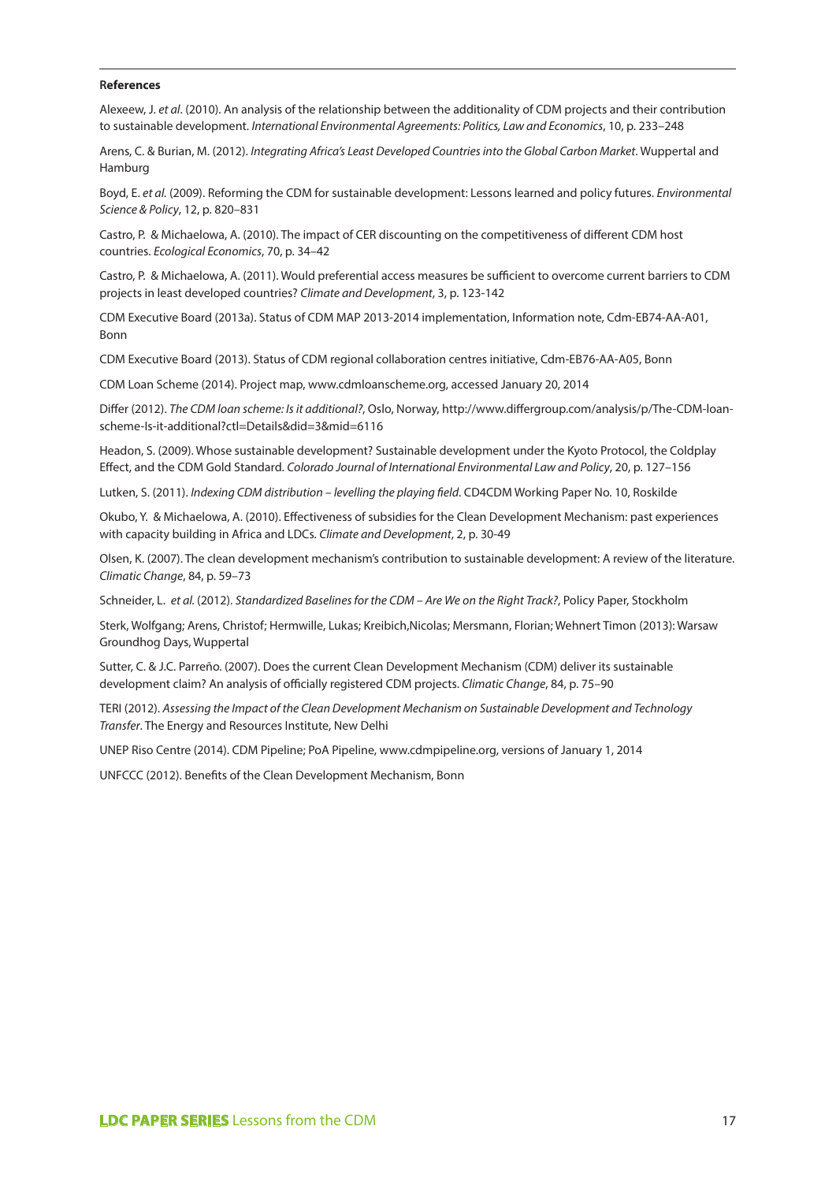**References**

Alexeew, J. *et al*. (2010). An analysis of the relationship between the additionality of CDM projects and their contribution to sustainable development. *International Environmental Agreements: Politics, Law and Economics*, 10, p. 233–248

Arens, C. & Burian, M. (2012). *Integrating Africa's Least Developed Countries into the Global Carbon Market*. Wuppertal and Hamburg

Boyd, E. *et al.* (2009). Reforming the CDM for sustainable development: Lessons learned and policy futures. *Environmental Science & Policy*, 12, p. 820–831

Castro, P. & Michaelowa, A. (2010). The impact of CER discounting on the competitiveness of different CDM host countries. *Ecological Economics*, 70, p. 34–42

Castro, P. & Michaelowa, A. (2011). Would preferential access measures be sufficient to overcome current barriers to CDM projects in least developed countries? *Climate and Development*, 3, p. 123-142

CDM Executive Board (2013a). Status of CDM MAP 2013-2014 implementation, Information note, Cdm-EB74-AA-A01, Bonn

CDM Executive Board (2013). Status of CDM regional collaboration centres initiative, Cdm-EB76-AA-A05, Bonn

CDM Loan Scheme (2014). Project map, www.cdmloanscheme.org, accessed January 20, 2014

Differ (2012). *The CDM loan scheme: Is it additional?*, Oslo, Norway, http://www.differgroup.com/analysis/p/The-CDM-loan-scheme-Is-it-additional?ctl=Details&did=3&mid=6116

Headon, S. (2009). Whose sustainable development? Sustainable development under the Kyoto Protocol, the Coldplay Effect, and the CDM Gold Standard. *Colorado Journal of International Environmental Law and Policy*, 20, p. 127–156

Lutken, S. (2011). *Indexing CDM distribution – levelling the playing field*. CD4CDM Working Paper No. 10, Roskilde

Okubo, Y. & Michaelowa, A. (2010). Effectiveness of subsidies for the Clean Development Mechanism: past experiences with capacity building in Africa and LDCs. *Climate and Development*, 2, p. 30-49

Olsen, K. (2007). The clean development mechanism's contribution to sustainable development: A review of the literature. *Climatic Change*, 84, p. 59–73

Schneider, L. *et al.* (2012). *Standardized Baselines for the CDM – Are We on the Right Track?*, Policy Paper, Stockholm

Sterk, Wolfgang; Arens, Christof; Hermwille, Lukas; Kreibich,Nicolas; Mersmann, Florian; Wehnert Timon (2013): Warsaw Groundhog Days, Wuppertal

Sutter, C. & J.C. Parreño. (2007). Does the current Clean Development Mechanism (CDM) deliver its sustainable development claim? An analysis of officially registered CDM projects. *Climatic Change*, 84, p. 75–90

TERI (2012). *Assessing the Impact of the Clean Development Mechanism on Sustainable Development and Technology Transfer*. The Energy and Resources Institute, New Delhi

UNEP Riso Centre (2014). CDM Pipeline; PoA Pipeline, www.cdmpipeline.org, versions of January 1, 2014

UNFCCC (2012). Benefits of the Clean Development Mechanism, Bonn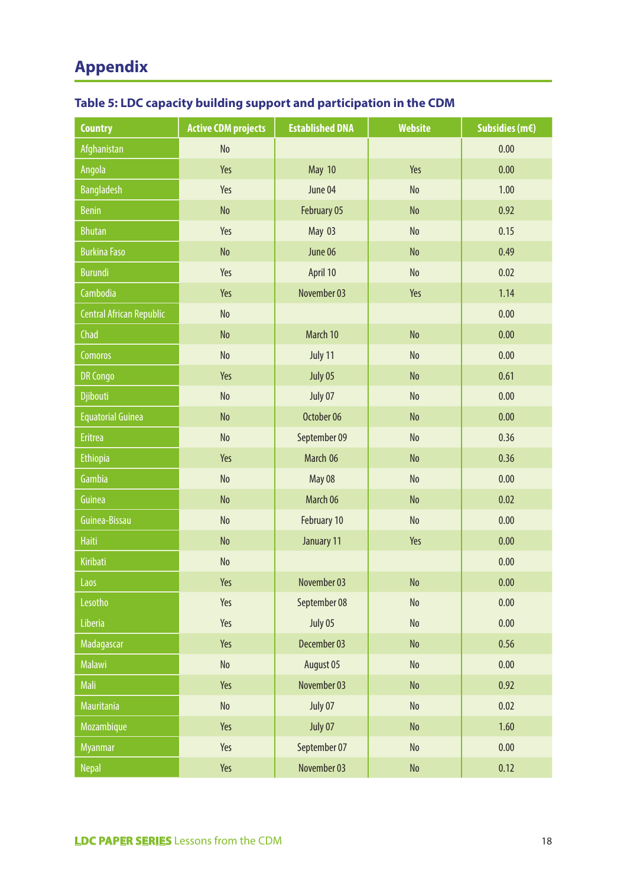# Appendix

### Table 5: LDC capacity building support and participation in the CDM

| Country | Active CDM projects | Established DNA | Website | Subsidies (m€) |
|---|---|---|---|---|
| Afghanistan | No | | | 0.00 |
| Angola | Yes | May 10 | Yes | 0.00 |
| Bangladesh | Yes | June 04 | No | 1.00 |
| Benin | No | February 05 | No | 0.92 |
| Bhutan | Yes | May 03 | No | 0.15 |
| Burkina Faso | No | June 06 | No | 0.49 |
| Burundi | Yes | April 10 | No | 0.02 |
| Cambodia | Yes | November 03 | Yes | 1.14 |
| Central African Republic | No | | | 0.00 |
| Chad | No | March 10 | No | 0.00 |
| Comoros | No | July 11 | No | 0.00 |
| DR Congo | Yes | July 05 | No | 0.61 |
| Djibouti | No | July 07 | No | 0.00 |
| Equatorial Guinea | No | October 06 | No | 0.00 |
| Eritrea | No | September 09 | No | 0.36 |
| Ethiopia | Yes | March 06 | No | 0.36 |
| Gambia | No | May 08 | No | 0.00 |
| Guinea | No | March 06 | No | 0.02 |
| Guinea-Bissau | No | February 10 | No | 0.00 |
| Haiti | No | January 11 | Yes | 0.00 |
| Kiribati | No | | | 0.00 |
| Laos | Yes | November 03 | No | 0.00 |
| Lesotho | Yes | September 08 | No | 0.00 |
| Liberia | Yes | July 05 | No | 0.00 |
| Madagascar | Yes | December 03 | No | 0.56 |
| Malawi | No | August 05 | No | 0.00 |
| Mali | Yes | November 03 | No | 0.92 |
| Mauritania | No | July 07 | No | 0.02 |
| Mozambique | Yes | July 07 | No | 1.60 |
| Myanmar | Yes | September 07 | No | 0.00 |
| Nepal | Yes | November 03 | No | 0.12 |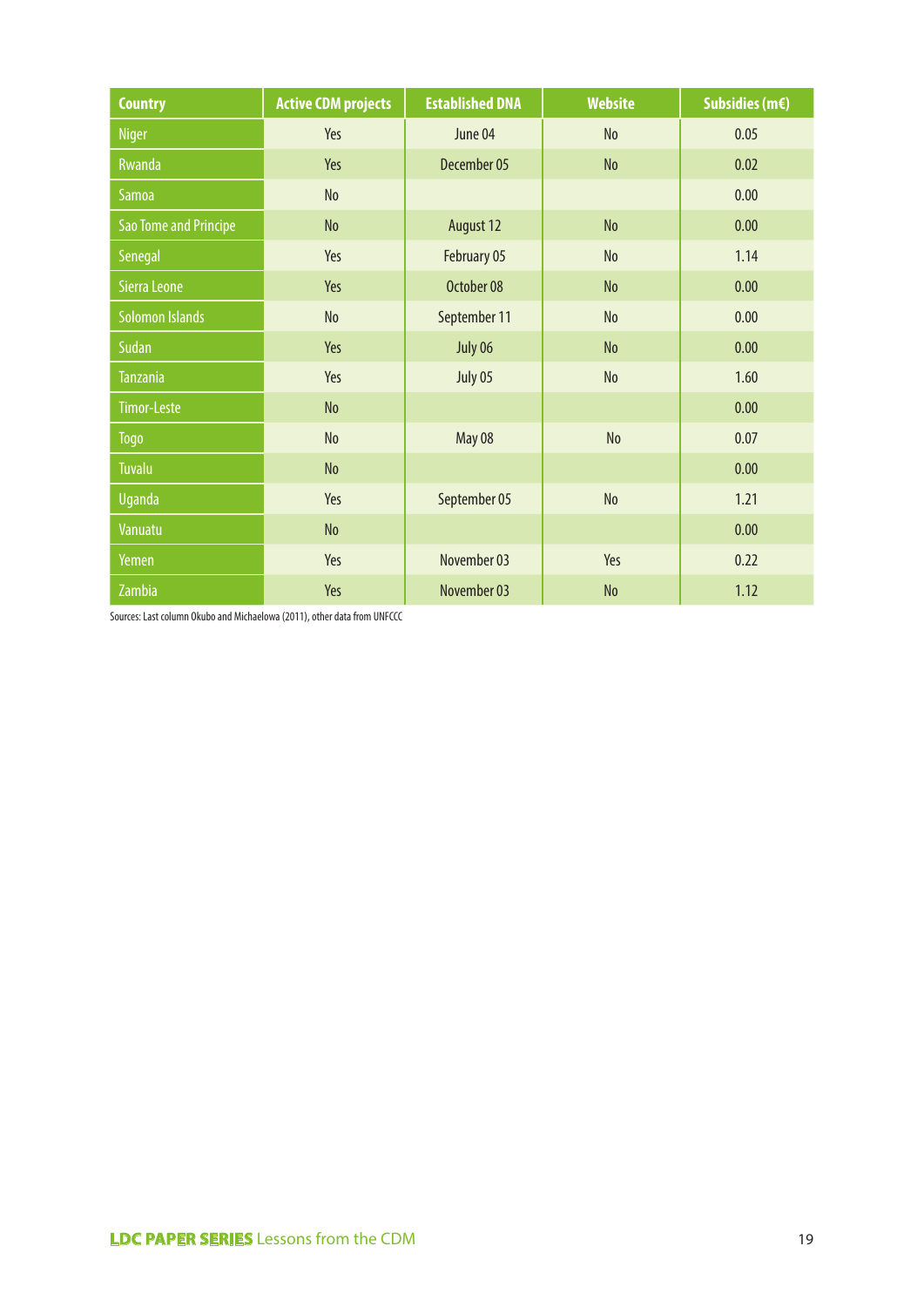| Country | Active CDM projects | Established DNA | Website | Subsidies (m€) |
|---|---|---|---|---|
| Niger | Yes | June 04 | No | 0.05 |
| Rwanda | Yes | December 05 | No | 0.02 |
| Samoa | No | | | 0.00 |
| Sao Tome and Principe | No | August 12 | No | 0.00 |
| Senegal | Yes | February 05 | No | 1.14 |
| Sierra Leone | Yes | October 08 | No | 0.00 |
| Solomon Islands | No | September 11 | No | 0.00 |
| Sudan | Yes | July 06 | No | 0.00 |
| Tanzania | Yes | July 05 | No | 1.60 |
| Timor-Leste | No | | | 0.00 |
| Togo | No | May 08 | No | 0.07 |
| Tuvalu | No | | | 0.00 |
| Uganda | Yes | September 05 | No | 1.21 |
| Vanuatu | No | | | 0.00 |
| Yemen | Yes | November 03 | Yes | 0.22 |
| Zambia | Yes | November 03 | No | 1.12 |

Sources: Last column Okubo and Michaelowa (2011), other data from UNFCCC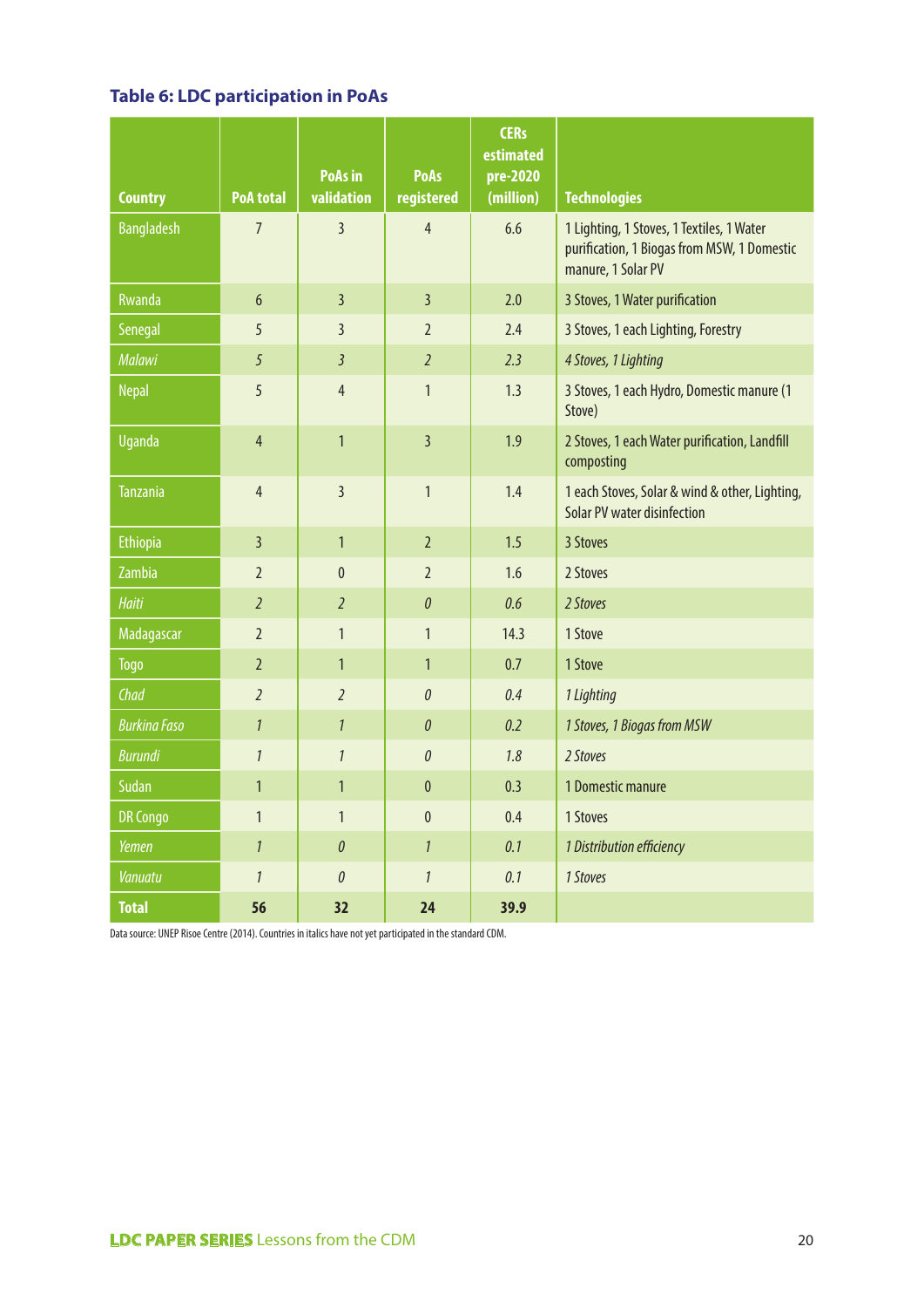### Table 6: LDC participation in PoAs

| Country | PoA total | PoAs in validation | PoAs registered | CERs estimated pre-2020 (million) | Technologies |
|---|---|---|---|---|---|
| Bangladesh | 7 | 3 | 4 | 6.6 | 1 Lighting, 1 Stoves, 1 Textiles, 1 Water purification, 1 Biogas from MSW, 1 Domestic manure, 1 Solar PV |
| Rwanda | 6 | 3 | 3 | 2.0 | 3 Stoves, 1 Water purification |
| Senegal | 5 | 3 | 2 | 2.4 | 3 Stoves, 1 each Lighting, Forestry |
| *Malawi* | *5* | *3* | *2* | *2.3* | *4 Stoves, 1 Lighting* |
| Nepal | 5 | 4 | 1 | 1.3 | 3 Stoves, 1 each Hydro, Domestic manure (1 Stove) |
| Uganda | 4 | 1 | 3 | 1.9 | 2 Stoves, 1 each Water purification, Landfill composting |
| Tanzania | 4 | 3 | 1 | 1.4 | 1 each Stoves, Solar & wind & other, Lighting, Solar PV water disinfection |
| Ethiopia | 3 | 1 | 2 | 1.5 | 3 Stoves |
| Zambia | 2 | 0 | 2 | 1.6 | 2 Stoves |
| *Haiti* | *2* | *2* | *0* | *0.6* | *2 Stoves* |
| Madagascar | 2 | 1 | 1 | 14.3 | 1 Stove |
| Togo | 2 | 1 | 1 | 0.7 | 1 Stove |
| *Chad* | *2* | *2* | *0* | *0.4* | *1 Lighting* |
| *Burkina Faso* | *1* | *1* | *0* | *0.2* | *1 Stoves, 1 Biogas from MSW* |
| *Burundi* | *1* | *1* | *0* | *1.8* | *2 Stoves* |
| Sudan | 1 | 1 | 0 | 0.3 | 1 Domestic manure |
| DR Congo | 1 | 1 | 0 | 0.4 | 1 Stoves |
| *Yemen* | *1* | *0* | *1* | *0.1* | *1 Distribution efficiency* |
| *Vanuatu* | *1* | *0* | *1* | *0.1* | *1 Stoves* |
| **Total** | **56** | **32** | **24** | **39.9** | |

Data source: UNEP Risoe Centre (2014). Countries in italics have not yet participated in the standard CDM.